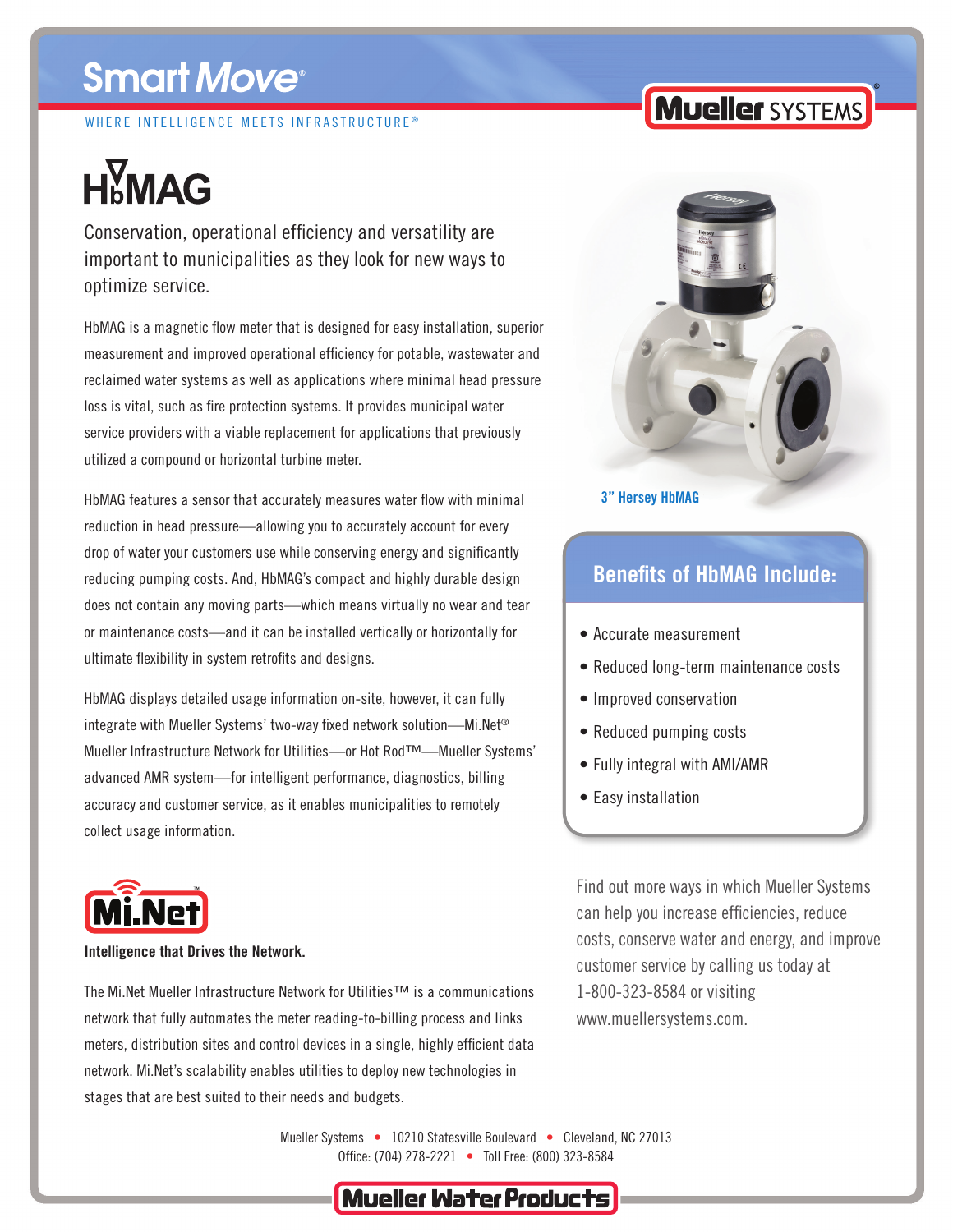# Smart Move®

WHERE INTELLIGENCE MEETS INFRASTRUCTURE®

Mueller SYSTEMS

# HbMAG

Conservation, operational efficiency and versatility are important to municipalities as they look for new ways to optimize service.

HbMAG is a magnetic flow meter that is designed for easy installation, superior measurement and improved operational efficiency for potable, wastewater and reclaimed water systems as well as applications where minimal head pressure loss is vital, such as fire protection systems. It provides municipal water service providers with a viable replacement for applications that previously utilized a compound or horizontal turbine meter.

HbMAG features a sensor that accurately measures water flow with minimal reduction in head pressure—allowing you to accurately account for every drop of water your customers use while conserving energy and significantly reducing pumping costs. And, HbMAG's compact and highly durable design does not contain any moving parts—which means virtually no wear and tear or maintenance costs—and it can be installed vertically or horizontally for ultimate flexibility in system retrofits and designs.

HbMAG displays detailed usage information on-site, however, it can fully integrate with Mueller Systems' two-way fixed network solution—Mi.Net® Mueller Infrastructure Network for Utilities—or Hot Rod™—Mueller Systems' advanced AMR system—for intelligent performance, diagnostics, billing accuracy and customer service, as it enables municipalities to remotely collect usage information.

3" Hersey HbMAG

## Benefits of HbMAG Include:

- Accurate measurement
- Reduced long-term maintenance costs
- Improved conservation
- Reduced pumping costs
- Fully integral with AMI/AMR
- Easy installation

## Mi.Net™

**Intelligence that Drives the Network.**

The Mi.Net Mueller Infrastructure Network for Utilities™ is a communications network that fully automates the meter reading-to-billing process and links meters, distribution sites and control devices in a single, highly efficient data network. Mi.Net's scalability enables utilities to deploy new technologies in stages that are best suited to their needs and budgets.

Find out more ways in which Mueller Systems can help you increase efficiencies, reduce costs, conserve water and energy, and improve customer service by calling us today at 1-800-323-8584 or visiting www.muellersystems.com.

Mueller Systems • 10210 Statesville Boulevard • Cleveland, NC 27013
Office: (704) 278-2221 • Toll Free: (800) 323-8584

Mueller Water Products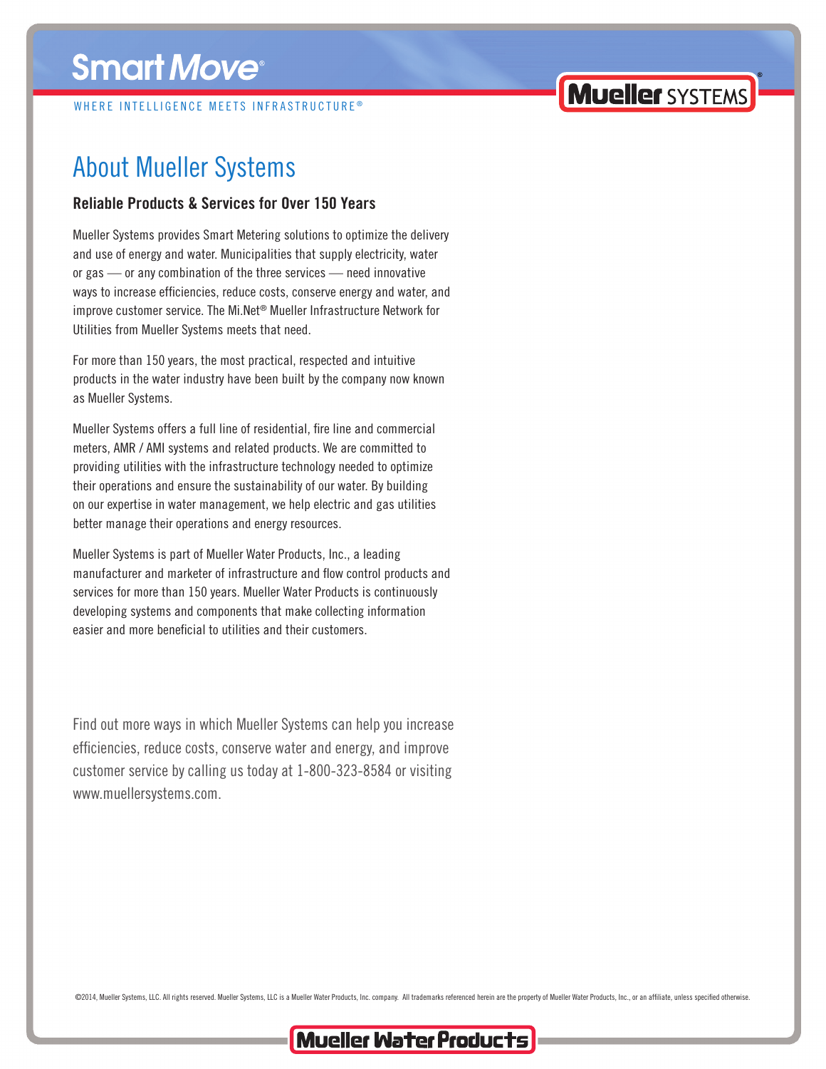Smart Move®

WHERE INTELLIGENCE MEETS INFRASTRUCTURE®

Mueller SYSTEMS®

# About Mueller Systems

### Reliable Products & Services for Over 150 Years

Mueller Systems provides Smart Metering solutions to optimize the delivery and use of energy and water. Municipalities that supply electricity, water or gas — or any combination of the three services — need innovative ways to increase efficiencies, reduce costs, conserve energy and water, and improve customer service. The Mi.Net® Mueller Infrastructure Network for Utilities from Mueller Systems meets that need.

For more than 150 years, the most practical, respected and intuitive products in the water industry have been built by the company now known as Mueller Systems.

Mueller Systems offers a full line of residential, fire line and commercial meters, AMR / AMI systems and related products. We are committed to providing utilities with the infrastructure technology needed to optimize their operations and ensure the sustainability of our water. By building on our expertise in water management, we help electric and gas utilities better manage their operations and energy resources.

Mueller Systems is part of Mueller Water Products, Inc., a leading manufacturer and marketer of infrastructure and flow control products and services for more than 150 years. Mueller Water Products is continuously developing systems and components that make collecting information easier and more beneficial to utilities and their customers.

Find out more ways in which Mueller Systems can help you increase efficiencies, reduce costs, conserve water and energy, and improve customer service by calling us today at 1-800-323-8584 or visiting www.muellersystems.com.

©2014, Mueller Systems, LLC. All rights reserved. Mueller Systems, LLC is a Mueller Water Products, Inc. company. All trademarks referenced herein are the property of Mueller Water Products, Inc., or an affiliate, unless specified otherwise.

Mueller Water Products